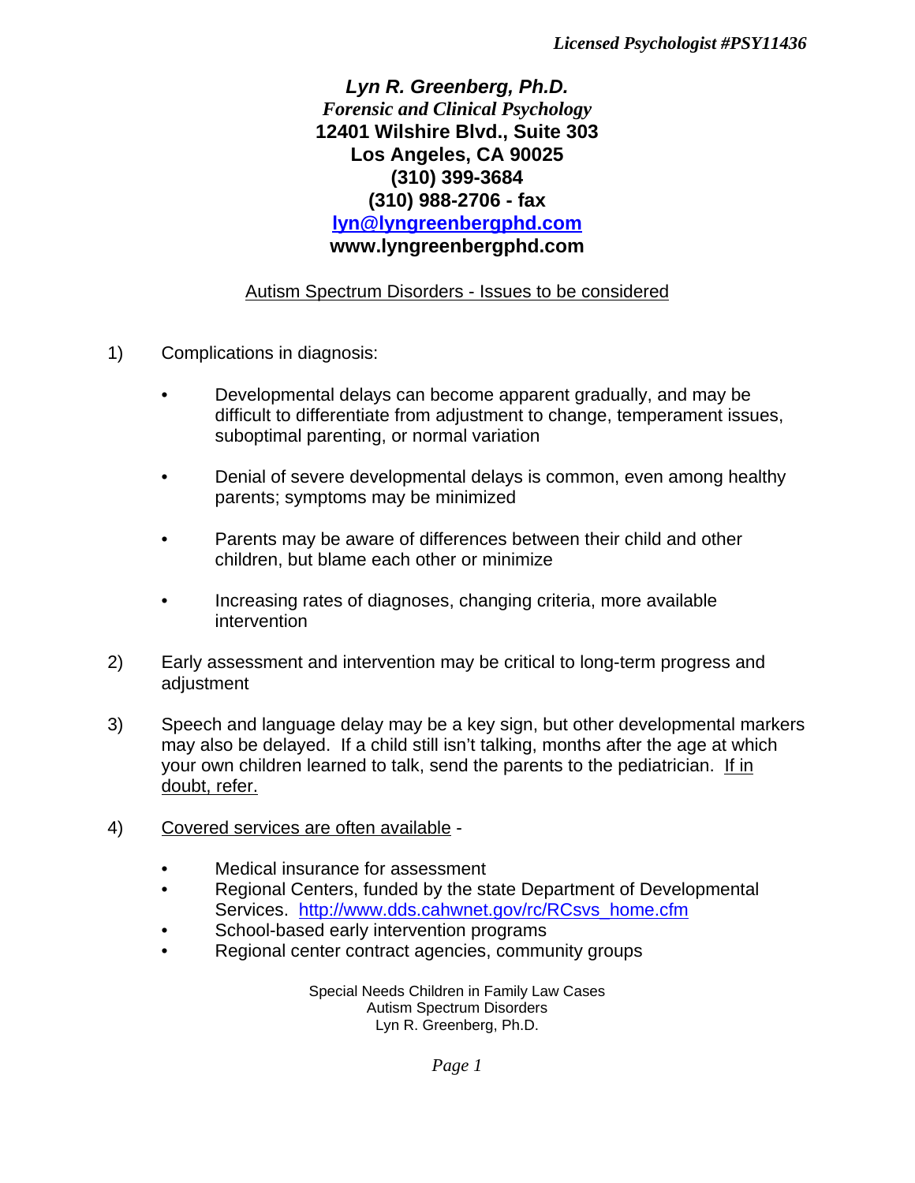*Licensed Psychologist #PSY11436*

***Lyn R. Greenberg, Ph.D.***
*Forensic and Clinical Psychology*
**12401 Wilshire Blvd., Suite 303**
**Los Angeles, CA 90025**
**(310) 399-3684**
**(310) 988-2706 - fax**
**lyn@lyngreenbergphd.com**
**www.lyngreenbergphd.com**

## Autism Spectrum Disorders - Issues to be considered

1) Complications in diagnosis:

   - Developmental delays can become apparent gradually, and may be difficult to differentiate from adjustment to change, temperament issues, suboptimal parenting, or normal variation

   - Denial of severe developmental delays is common, even among healthy parents; symptoms may be minimized

   - Parents may be aware of differences between their child and other children, but blame each other or minimize

   - Increasing rates of diagnoses, changing criteria, more available intervention

2) Early assessment and intervention may be critical to long-term progress and adjustment

3) Speech and language delay may be a key sign, but other developmental markers may also be delayed. If a child still isn't talking, months after the age at which your own children learned to talk, send the parents to the pediatrician. If in doubt, refer.

4) Covered services are often available -

   - Medical insurance for assessment
   - Regional Centers, funded by the state Department of Developmental Services. http://www.dds.cahwnet.gov/rc/RCsvs_home.cfm
   - School-based early intervention programs
   - Regional center contract agencies, community groups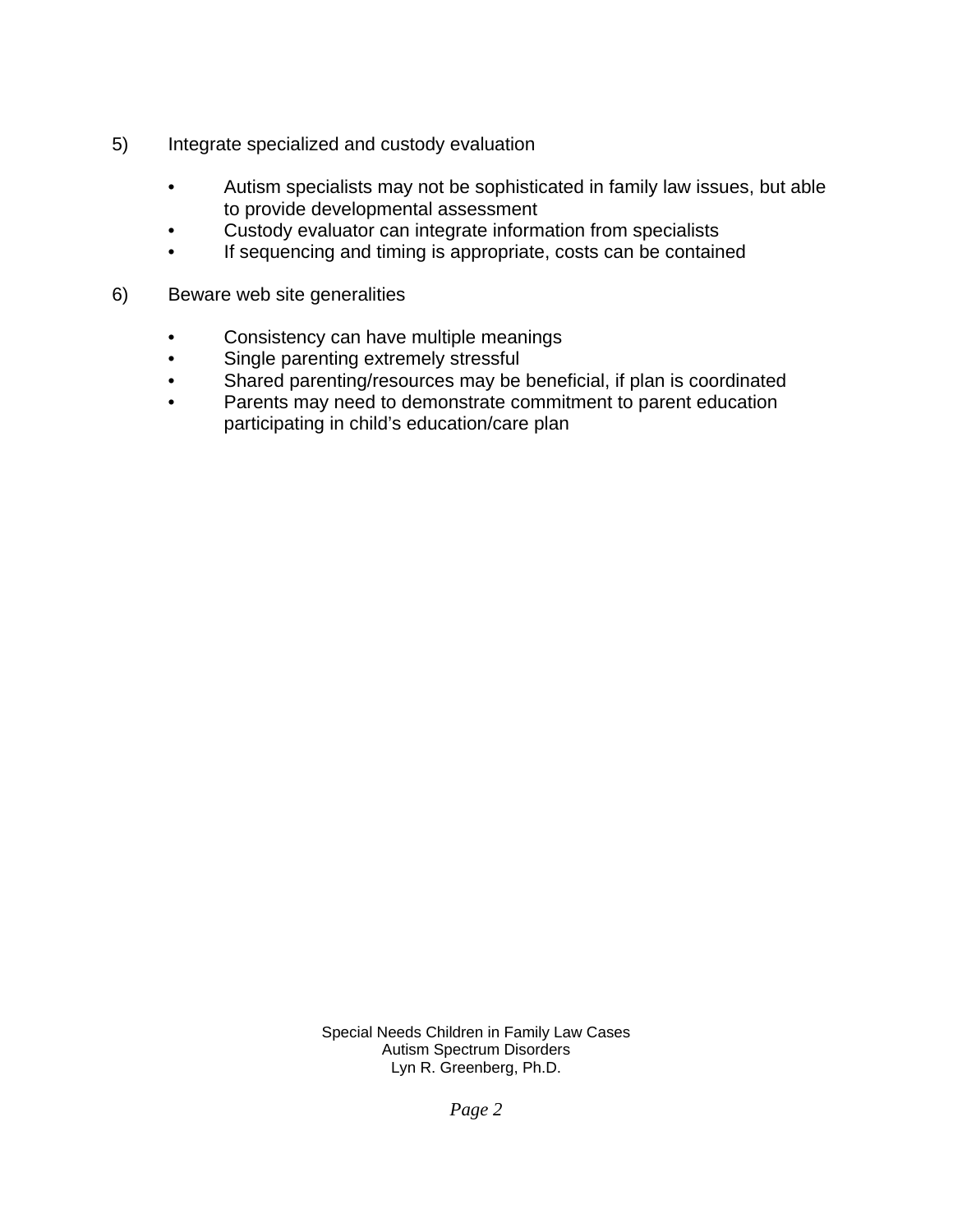5) Integrate specialized and custody evaluation

- Autism specialists may not be sophisticated in family law issues, but able to provide developmental assessment
- Custody evaluator can integrate information from specialists
- If sequencing and timing is appropriate, costs can be contained

6) Beware web site generalities

- Consistency can have multiple meanings
- Single parenting extremely stressful
- Shared parenting/resources may be beneficial, if plan is coordinated
- Parents may need to demonstrate commitment to parent education participating in child's education/care plan